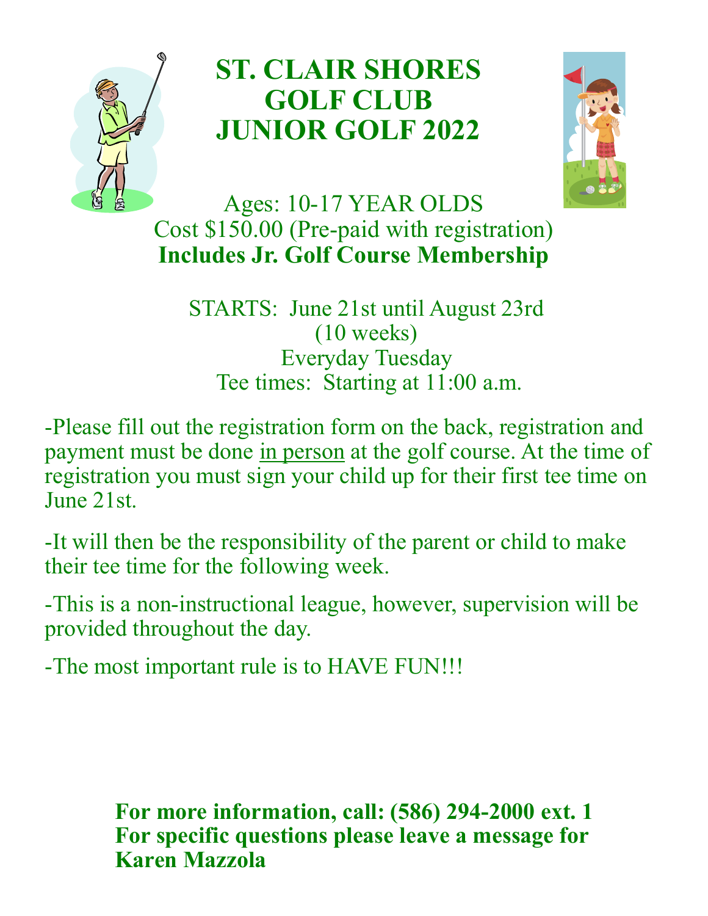# ST. CLAIR SHORES GOLF CLUB JUNIOR GOLF 2022

Ages: 10-17 YEAR OLDS
Cost $150.00 (Pre-paid with registration)
**Includes Jr. Golf Course Membership**

STARTS: June 21st until August 23rd
(10 weeks)
Everyday Tuesday
Tee times: Starting at 11:00 a.m.

-Please fill out the registration form on the back, registration and payment must be done in person at the golf course. At the time of registration you must sign your child up for their first tee time on June 21st.

-It will then be the responsibility of the parent or child to make their tee time for the following week.

-This is a non-instructional league, however, supervision will be provided throughout the day.

-The most important rule is to HAVE FUN!!!

**For more information, call: (586) 294-2000 ext. 1**
**For specific questions please leave a message for Karen Mazzola**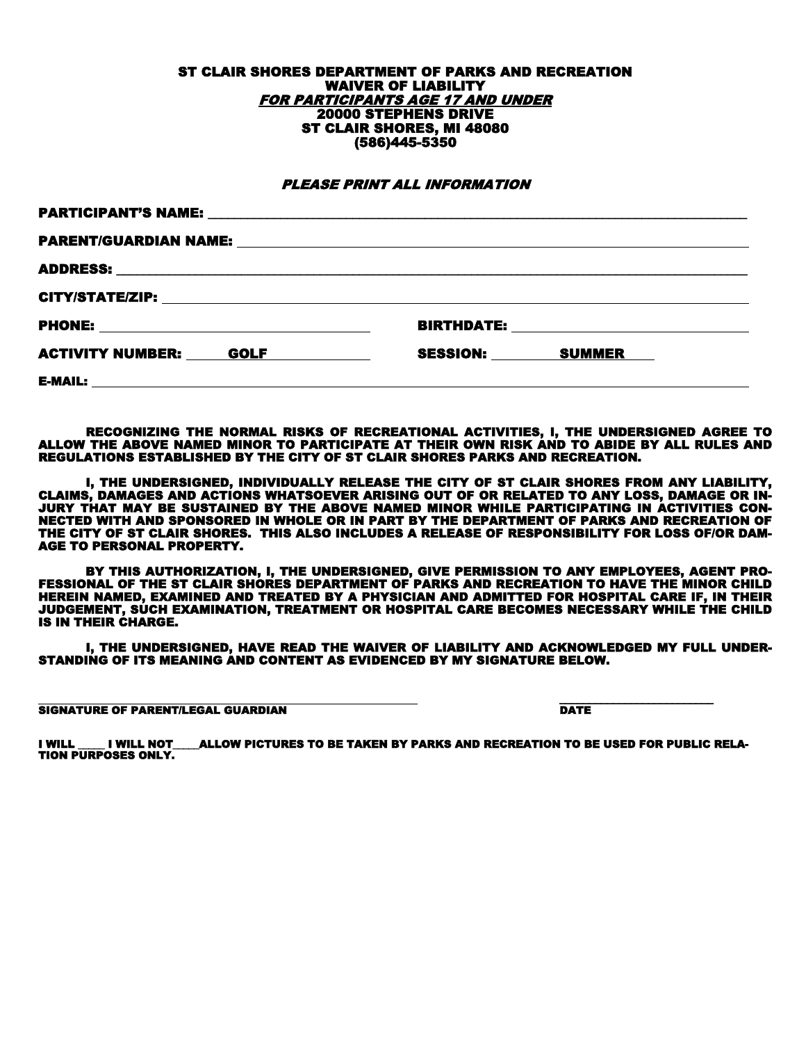**ST CLAIR SHORES DEPARTMENT OF PARKS AND RECREATION**
**WAIVER OF LIABILITY**
***FOR PARTICIPANTS AGE 17 AND UNDER***
**20000 STEPHENS DRIVE**
**ST CLAIR SHORES, MI 48080**
**(586)445-5350**

***PLEASE PRINT ALL INFORMATION***

**PARTICIPANT'S NAME:** ______________________________________________

**PARENT/GUARDIAN NAME:** ______________________________________________

**ADDRESS:** ______________________________________________

**CITY/STATE/ZIP:** ______________________________________________

**PHONE:** ______________________ **BIRTHDATE:** ______________________

**ACTIVITY NUMBER:** ____**GOL**F____ **SESSION:** ____**SUMMER**____

**E-MAIL:** ______________________________________________

**RECOGNIZING THE NORMAL RISKS OF RECREATIONAL ACTIVITIES, I, THE UNDERSIGNED AGREE TO ALLOW THE ABOVE NAMED MINOR TO PARTICIPATE AT THEIR OWN RISK AND TO ABIDE BY ALL RULES AND REGULATIONS ESTABLISHED BY THE CITY OF ST CLAIR SHORES PARKS AND RECREATION.**

**I, THE UNDERSIGNED, INDIVIDUALLY RELEASE THE CITY OF ST CLAIR SHORES FROM ANY LIABILITY, CLAIMS, DAMAGES AND ACTIONS WHATSOEVER ARISING OUT OF OR RELATED TO ANY LOSS, DAMAGE OR INJURY THAT MAY BE SUSTAINED BY THE ABOVE NAMED MINOR WHILE PARTICIPATING IN ACTIVITIES CONNECTED WITH AND SPONSORED IN WHOLE OR IN PART BY THE DEPARTMENT OF PARKS AND RECREATION OF THE CITY OF ST CLAIR SHORES. THIS ALSO INCLUDES A RELEASE OF RESPONSIBILITY FOR LOSS OF/OR DAMAGE TO PERSONAL PROPERTY.**

**BY THIS AUTHORIZATION, I, THE UNDERSIGNED, GIVE PERMISSION TO ANY EMPLOYEES, AGENT PROFESSIONAL OF THE ST CLAIR SHORES DEPARTMENT OF PARKS AND RECREATION TO HAVE THE MINOR CHILD HEREIN NAMED, EXAMINED AND TREATED BY A PHYSICIAN AND ADMITTED FOR HOSPITAL CARE IF, IN THEIR JUDGEMENT, SUCH EXAMINATION, TREATMENT OR HOSPITAL CARE BECOMES NECESSARY WHILE THE CHILD IS IN THEIR CHARGE.**

**I, THE UNDERSIGNED, HAVE READ THE WAIVER OF LIABILITY AND ACKNOWLEDGED MY FULL UNDERSTANDING OF ITS MEANING AND CONTENT AS EVIDENCED BY MY SIGNATURE BELOW.**

______________________________________________ ______________________

**SIGNATURE OF PARENT/LEGAL GUARDIAN** **DATE**

**I WILL _____ I WILL NOT_____ALLOW PICTURES TO BE TAKEN BY PARKS AND RECREATION TO BE USED FOR PUBLIC RELATION PURPOSES ONLY.**